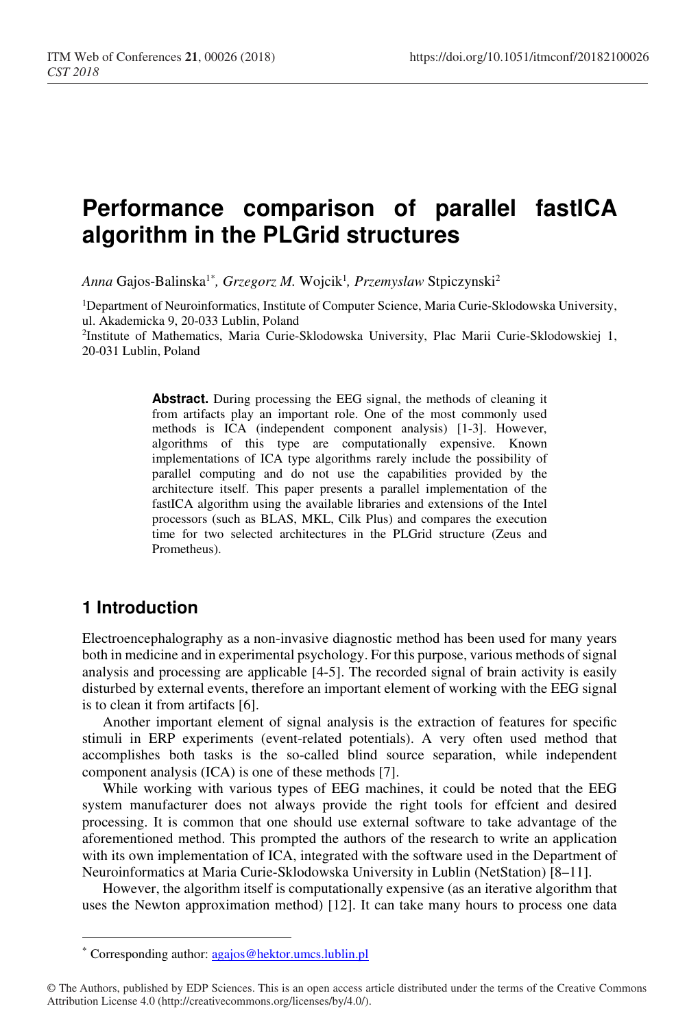# Performance comparison of parallel fastICA algorithm in the PLGrid structures

*Anna* Gajos-Balinska[1*], *Grzegorz M.* Wojcik[1], *Przemyslaw* Stpiczynski[2]

[1]Department of Neuroinformatics, Institute of Computer Science, Maria Curie-Sklodowska University, ul. Akademicka 9, 20-033 Lublin, Poland

[2]Institute of Mathematics, Maria Curie-Sklodowska University, Plac Marii Curie-Sklodowskiej 1, 20-031 Lublin, Poland

**Abstract.** During processing the EEG signal, the methods of cleaning it from artifacts play an important role. One of the most commonly used methods is ICA (independent component analysis) [1-3]. However, algorithms of this type are computationally expensive. Known implementations of ICA type algorithms rarely include the possibility of parallel computing and do not use the capabilities provided by the architecture itself. This paper presents a parallel implementation of the fastICA algorithm using the available libraries and extensions of the Intel processors (such as BLAS, MKL, Cilk Plus) and compares the execution time for two selected architectures in the PLGrid structure (Zeus and Prometheus).

## 1 Introduction

Electroencephalography as a non-invasive diagnostic method has been used for many years both in medicine and in experimental psychology. For this purpose, various methods of signal analysis and processing are applicable [4-5]. The recorded signal of brain activity is easily disturbed by external events, therefore an important element of working with the EEG signal is to clean it from artifacts [6].

Another important element of signal analysis is the extraction of features for specific stimuli in ERP experiments (event-related potentials). A very often used method that accomplishes both tasks is the so-called blind source separation, while independent component analysis (ICA) is one of these methods [7].

While working with various types of EEG machines, it could be noted that the EEG system manufacturer does not always provide the right tools for effcient and desired processing. It is common that one should use external software to take advantage of the aforementioned method. This prompted the authors of the research to write an application with its own implementation of ICA, integrated with the software used in the Department of Neuroinformatics at Maria Curie-Sklodowska University in Lublin (NetStation) [8–11].

However, the algorithm itself is computationally expensive (as an iterative algorithm that uses the Newton approximation method) [12]. It can take many hours to process one data

* Corresponding author: agajos@hektor.umcs.lublin.pl

© The Authors, published by EDP Sciences. This is an open access article distributed under the terms of the Creative Commons Attribution License 4.0 (http://creativecommons.org/licenses/by/4.0/).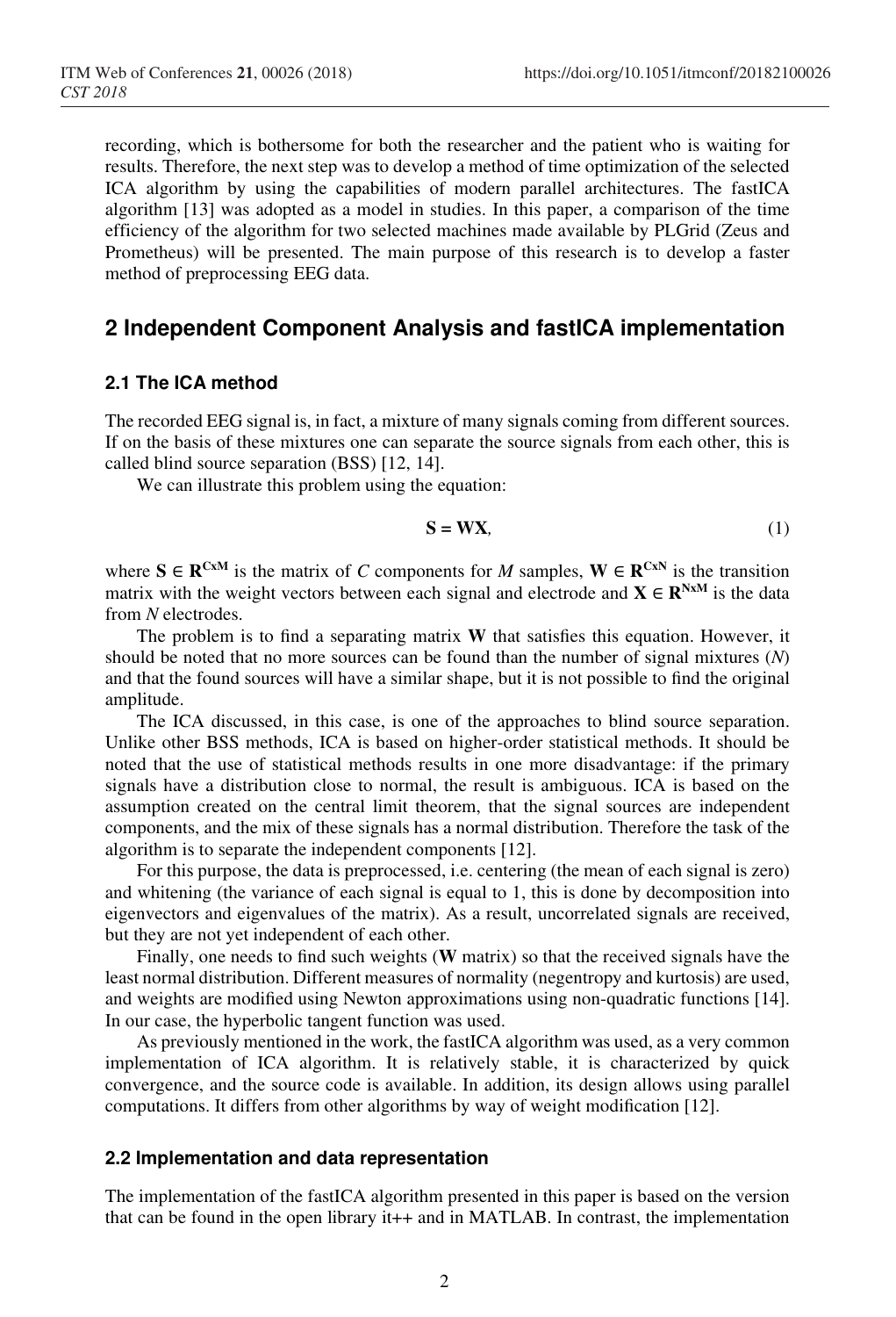recording, which is bothersome for both the researcher and the patient who is waiting for results. Therefore, the next step was to develop a method of time optimization of the selected ICA algorithm by using the capabilities of modern parallel architectures. The fastICA algorithm [13] was adopted as a model in studies. In this paper, a comparison of the time efficiency of the algorithm for two selected machines made available by PLGrid (Zeus and Prometheus) will be presented. The main purpose of this research is to develop a faster method of preprocessing EEG data.

## 2 Independent Component Analysis and fastICA implementation

### 2.1 The ICA method

The recorded EEG signal is, in fact, a mixture of many signals coming from different sources. If on the basis of these mixtures one can separate the source signals from each other, this is called blind source separation (BSS) [12, 14].

We can illustrate this problem using the equation:

$$\mathbf{S} = \mathbf{W}\mathbf{X}, \tag{1}$$

where $\mathbf{S} \in \mathbf{R}^{CxM}$ is the matrix of $C$ components for $M$ samples, $\mathbf{W} \in \mathbf{R}^{CxN}$ is the transition matrix with the weight vectors between each signal and electrode and $\mathbf{X} \in \mathbf{R}^{NxM}$ is the data from $N$ electrodes.

The problem is to find a separating matrix **W** that satisfies this equation. However, it should be noted that no more sources can be found than the number of signal mixtures ($N$) and that the found sources will have a similar shape, but it is not possible to find the original amplitude.

The ICA discussed, in this case, is one of the approaches to blind source separation. Unlike other BSS methods, ICA is based on higher-order statistical methods. It should be noted that the use of statistical methods results in one more disadvantage: if the primary signals have a distribution close to normal, the result is ambiguous. ICA is based on the assumption created on the central limit theorem, that the signal sources are independent components, and the mix of these signals has a normal distribution. Therefore the task of the algorithm is to separate the independent components [12].

For this purpose, the data is preprocessed, i.e. centering (the mean of each signal is zero) and whitening (the variance of each signal is equal to 1, this is done by decomposition into eigenvectors and eigenvalues of the matrix). As a result, uncorrelated signals are received, but they are not yet independent of each other.

Finally, one needs to find such weights (**W** matrix) so that the received signals have the least normal distribution. Different measures of normality (negentropy and kurtosis) are used, and weights are modified using Newton approximations using non-quadratic functions [14]. In our case, the hyperbolic tangent function was used.

As previously mentioned in the work, the fastICA algorithm was used, as a very common implementation of ICA algorithm. It is relatively stable, it is characterized by quick convergence, and the source code is available. In addition, its design allows using parallel computations. It differs from other algorithms by way of weight modification [12].

### 2.2 Implementation and data representation

The implementation of the fastICA algorithm presented in this paper is based on the version that can be found in the open library it++ and in MATLAB. In contrast, the implementation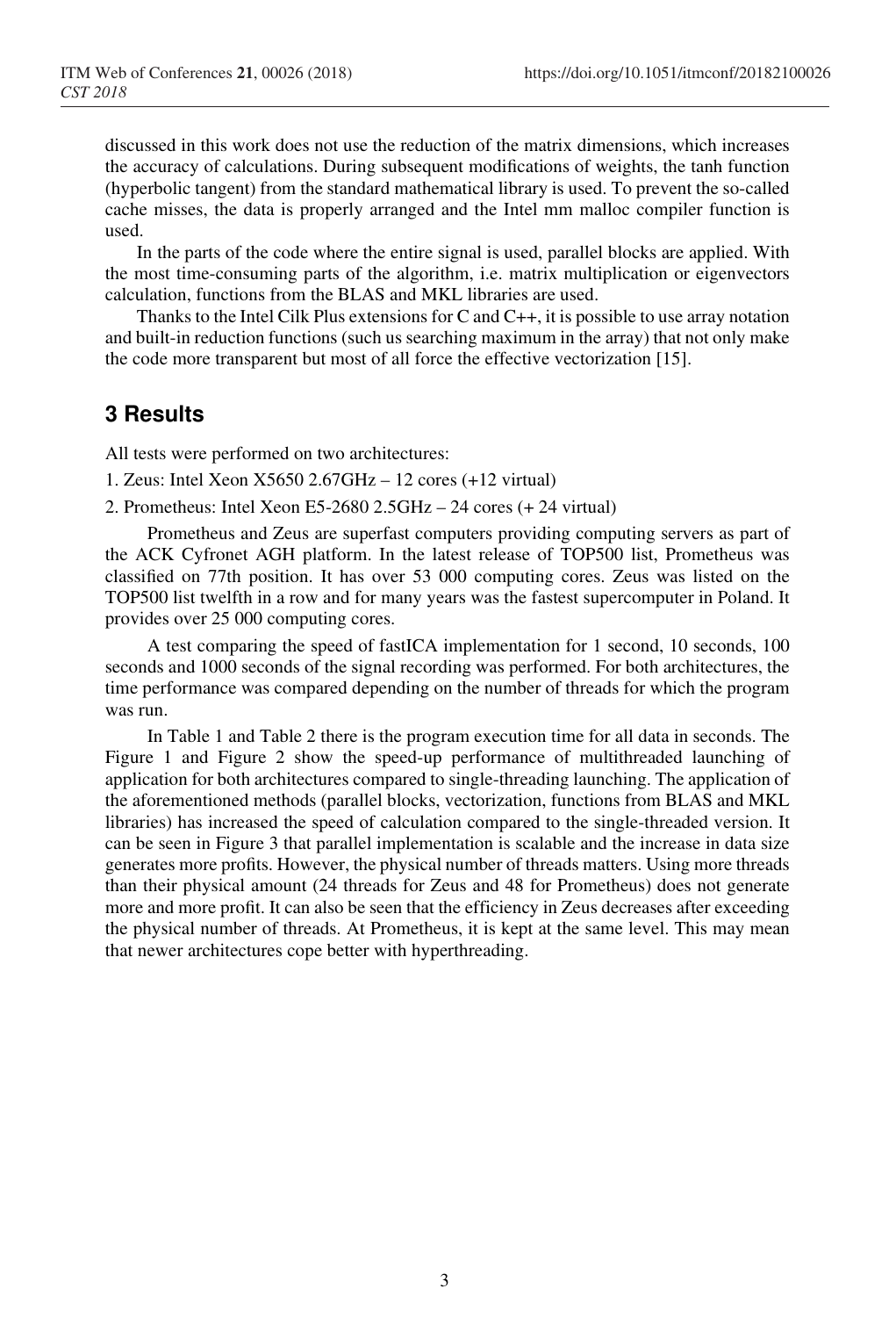discussed in this work does not use the reduction of the matrix dimensions, which increases the accuracy of calculations. During subsequent modifications of weights, the tanh function (hyperbolic tangent) from the standard mathematical library is used. To prevent the so-called cache misses, the data is properly arranged and the Intel mm malloc compiler function is used.

In the parts of the code where the entire signal is used, parallel blocks are applied. With the most time-consuming parts of the algorithm, i.e. matrix multiplication or eigenvectors calculation, functions from the BLAS and MKL libraries are used.

Thanks to the Intel Cilk Plus extensions for C and C++, it is possible to use array notation and built-in reduction functions (such us searching maximum in the array) that not only make the code more transparent but most of all force the effective vectorization [15].

## 3 Results

All tests were performed on two architectures:

1. Zeus: Intel Xeon X5650 2.67GHz – 12 cores (+12 virtual)
2. Prometheus: Intel Xeon E5-2680 2.5GHz – 24 cores (+ 24 virtual)

Prometheus and Zeus are superfast computers providing computing servers as part of the ACK Cyfronet AGH platform. In the latest release of TOP500 list, Prometheus was classified on 77th position. It has over 53 000 computing cores. Zeus was listed on the TOP500 list twelfth in a row and for many years was the fastest supercomputer in Poland. It provides over 25 000 computing cores.

A test comparing the speed of fastICA implementation for 1 second, 10 seconds, 100 seconds and 1000 seconds of the signal recording was performed. For both architectures, the time performance was compared depending on the number of threads for which the program was run.

In Table 1 and Table 2 there is the program execution time for all data in seconds. The Figure 1 and Figure 2 show the speed-up performance of multithreaded launching of application for both architectures compared to single-threading launching. The application of the aforementioned methods (parallel blocks, vectorization, functions from BLAS and MKL libraries) has increased the speed of calculation compared to the single-threaded version. It can be seen in Figure 3 that parallel implementation is scalable and the increase in data size generates more profits. However, the physical number of threads matters. Using more threads than their physical amount (24 threads for Zeus and 48 for Prometheus) does not generate more and more profit. It can also be seen that the efficiency in Zeus decreases after exceeding the physical number of threads. At Prometheus, it is kept at the same level. This may mean that newer architectures cope better with hyperthreading.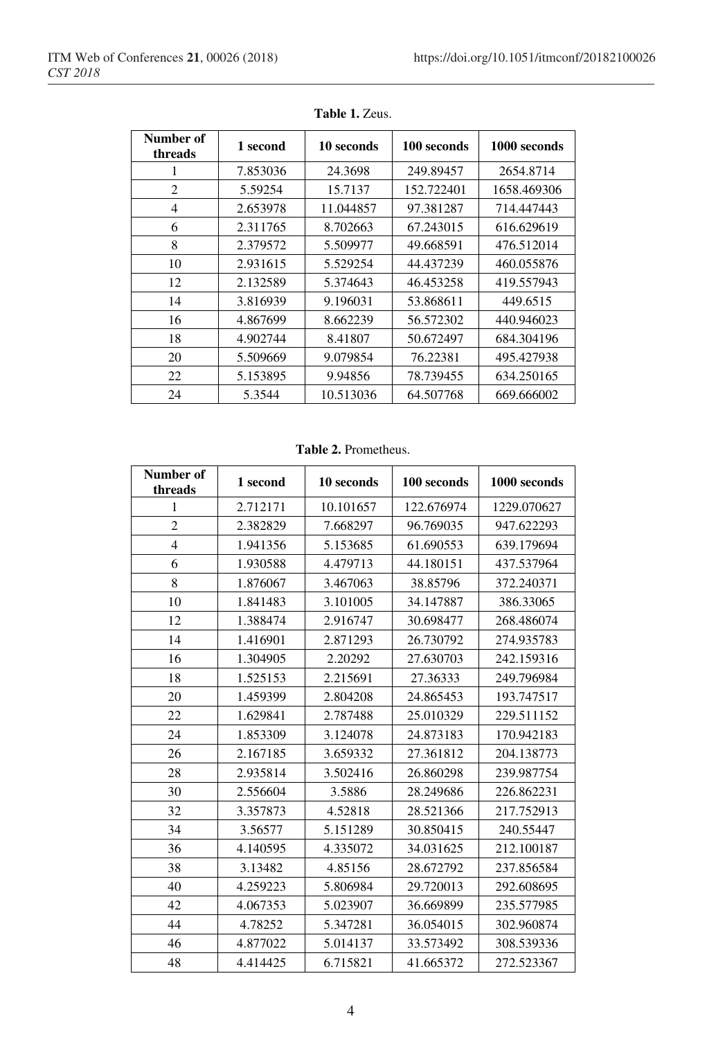**Table 1.** Zeus.

| Number of threads | 1 second | 10 seconds | 100 seconds | 1000 seconds |
| --- | --- | --- | --- | --- |
| 1 | 7.853036 | 24.3698 | 249.89457 | 2654.8714 |
| 2 | 5.59254 | 15.7137 | 152.722401 | 1658.469306 |
| 4 | 2.653978 | 11.044857 | 97.381287 | 714.447443 |
| 6 | 2.311765 | 8.702663 | 67.243015 | 616.629619 |
| 8 | 2.379572 | 5.509977 | 49.668591 | 476.512014 |
| 10 | 2.931615 | 5.529254 | 44.437239 | 460.055876 |
| 12 | 2.132589 | 5.374643 | 46.453258 | 419.557943 |
| 14 | 3.816939 | 9.196031 | 53.868611 | 449.6515 |
| 16 | 4.867699 | 8.662239 | 56.572302 | 440.946023 |
| 18 | 4.902744 | 8.41807 | 50.672497 | 684.304196 |
| 20 | 5.509669 | 9.079854 | 76.22381 | 495.427938 |
| 22 | 5.153895 | 9.94856 | 78.739455 | 634.250165 |
| 24 | 5.3544 | 10.513036 | 64.507768 | 669.666002 |

**Table 2.** Prometheus.

| Number of threads | 1 second | 10 seconds | 100 seconds | 1000 seconds |
| --- | --- | --- | --- | --- |
| 1 | 2.712171 | 10.101657 | 122.676974 | 1229.070627 |
| 2 | 2.382829 | 7.668297 | 96.769035 | 947.622293 |
| 4 | 1.941356 | 5.153685 | 61.690553 | 639.179694 |
| 6 | 1.930588 | 4.479713 | 44.180151 | 437.537964 |
| 8 | 1.876067 | 3.467063 | 38.85796 | 372.240371 |
| 10 | 1.841483 | 3.101005 | 34.147887 | 386.33065 |
| 12 | 1.388474 | 2.916747 | 30.698477 | 268.486074 |
| 14 | 1.416901 | 2.871293 | 26.730792 | 274.935783 |
| 16 | 1.304905 | 2.20292 | 27.630703 | 242.159316 |
| 18 | 1.525153 | 2.215691 | 27.36333 | 249.796984 |
| 20 | 1.459399 | 2.804208 | 24.865453 | 193.747517 |
| 22 | 1.629841 | 2.787488 | 25.010329 | 229.511152 |
| 24 | 1.853309 | 3.124078 | 24.873183 | 170.942183 |
| 26 | 2.167185 | 3.659332 | 27.361812 | 204.138773 |
| 28 | 2.935814 | 3.502416 | 26.860298 | 239.987754 |
| 30 | 2.556604 | 3.5886 | 28.249686 | 226.862231 |
| 32 | 3.357873 | 4.52818 | 28.521366 | 217.752913 |
| 34 | 3.56577 | 5.151289 | 30.850415 | 240.55447 |
| 36 | 4.140595 | 4.335072 | 34.031625 | 212.100187 |
| 38 | 3.13482 | 4.85156 | 28.672792 | 237.856584 |
| 40 | 4.259223 | 5.806984 | 29.720013 | 292.608695 |
| 42 | 4.067353 | 5.023907 | 36.669899 | 235.577985 |
| 44 | 4.78252 | 5.347281 | 36.054015 | 302.960874 |
| 46 | 4.877022 | 5.014137 | 33.573492 | 308.539336 |
| 48 | 4.414425 | 6.715821 | 41.665372 | 272.523367 |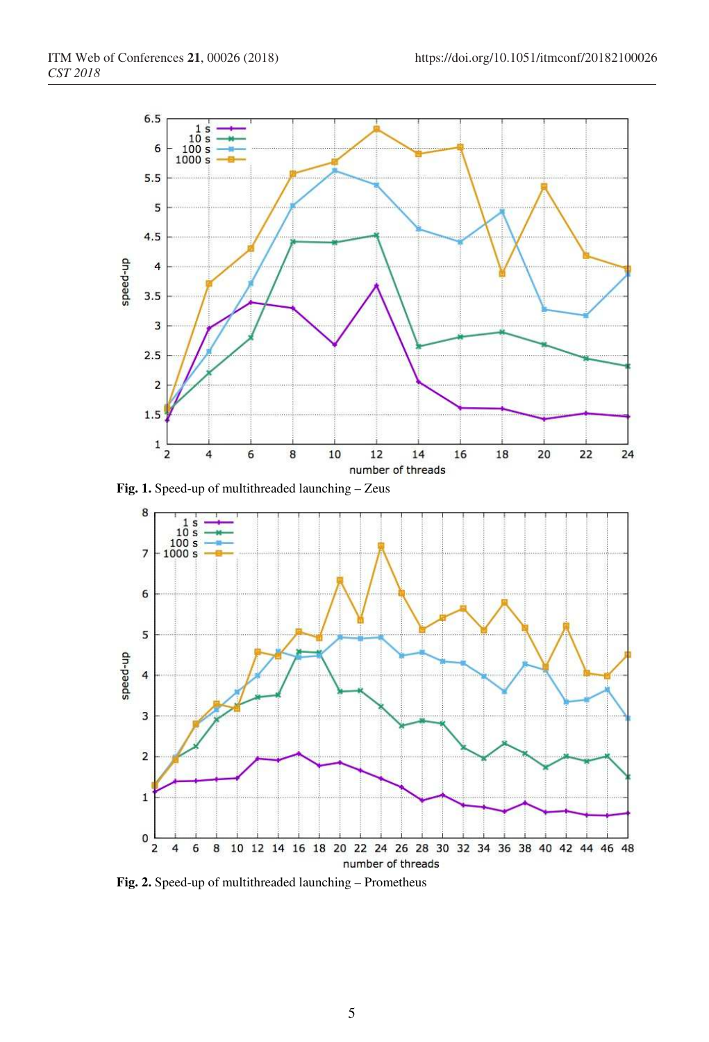**Fig. 1.** Speed-up of multithreaded launching – Zeus

**Fig. 2.** Speed-up of multithreaded launching – Prometheus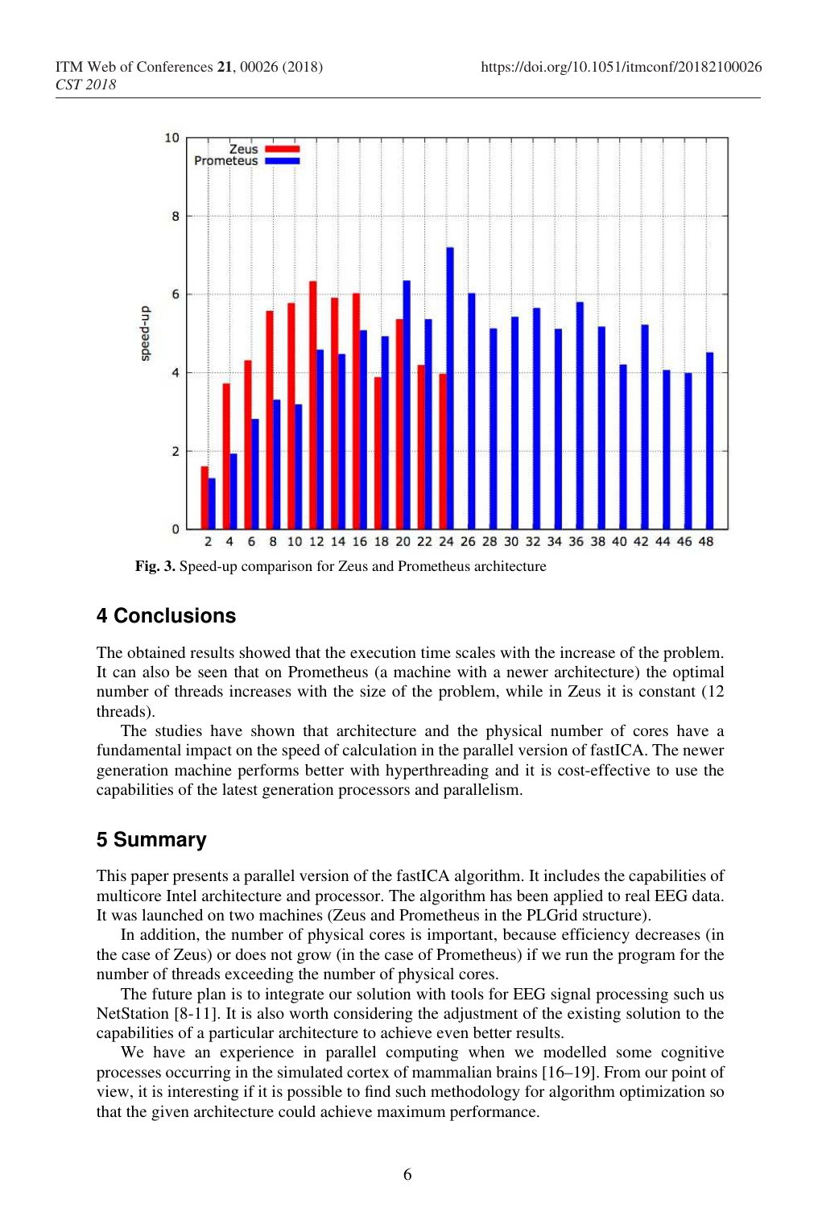Fig. 3. Speed-up comparison for Zeus and Prometheus architecture

## 4 Conclusions

The obtained results showed that the execution time scales with the increase of the problem. It can also be seen that on Prometheus (a machine with a newer architecture) the optimal number of threads increases with the size of the problem, while in Zeus it is constant (12 threads).

The studies have shown that architecture and the physical number of cores have a fundamental impact on the speed of calculation in the parallel version of fastICA. The newer generation machine performs better with hyperthreading and it is cost-effective to use the capabilities of the latest generation processors and parallelism.

## 5 Summary

This paper presents a parallel version of the fastICA algorithm. It includes the capabilities of multicore Intel architecture and processor. The algorithm has been applied to real EEG data. It was launched on two machines (Zeus and Prometheus in the PLGrid structure).

In addition, the number of physical cores is important, because efficiency decreases (in the case of Zeus) or does not grow (in the case of Prometheus) if we run the program for the number of threads exceeding the number of physical cores.

The future plan is to integrate our solution with tools for EEG signal processing such us NetStation [8-11]. It is also worth considering the adjustment of the existing solution to the capabilities of a particular architecture to achieve even better results.

We have an experience in parallel computing when we modelled some cognitive processes occurring in the simulated cortex of mammalian brains [16–19]. From our point of view, it is interesting if it is possible to find such methodology for algorithm optimization so that the given architecture could achieve maximum performance.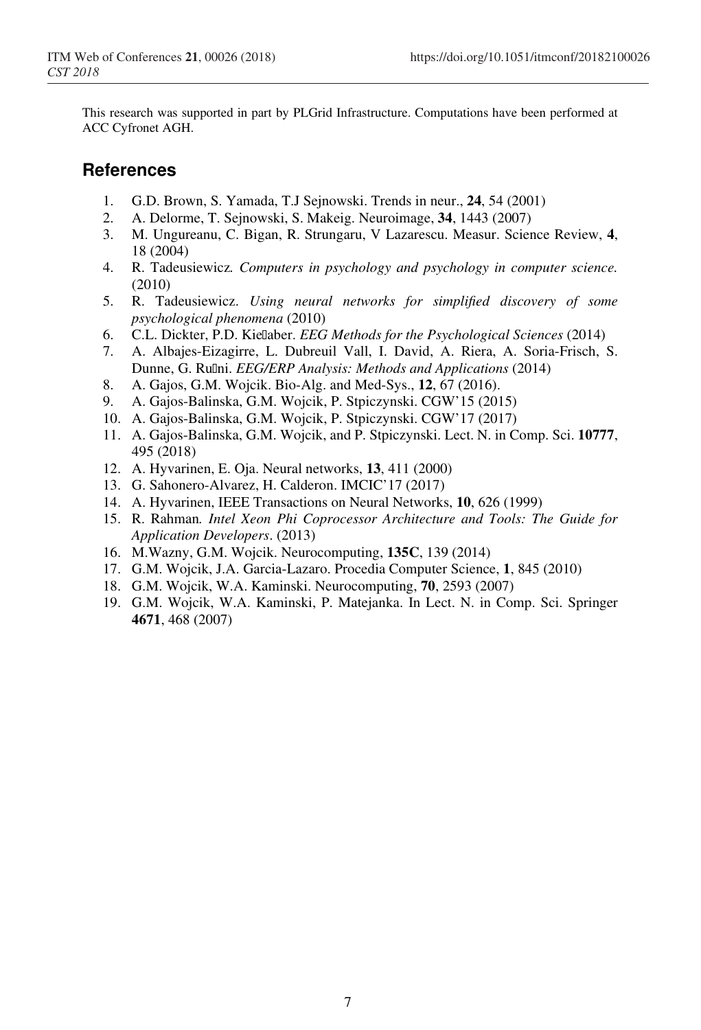This research was supported in part by PLGrid Infrastructure. Computations have been performed at ACC Cyfronet AGH.

## References

1. G.D. Brown, S. Yamada, T.J Sejnowski. Trends in neur., **24**, 54 (2001)
2. A. Delorme, T. Sejnowski, S. Makeig. Neuroimage, **34**, 1443 (2007)
3. M. Ungureanu, C. Bigan, R. Strungaru, V Lazarescu. Measur. Science Review, **4**, 18 (2004)
4. R. Tadeusiewicz. *Computers in psychology and psychology in computer science.* (2010)
5. R. Tadeusiewicz. *Using neural networks for simplified discovery of some psychological phenomena* (2010)
6. C.L. Dickter, P.D. Kie�aber. *EEG Methods for the Psychological Sciences* (2014)
7. A. Albajes-Eizagirre, L. Dubreuil Vall, I. David, A. Riera, A. Soria-Frisch, S. Dunne, G. Ru�ni. *EEG/ERP Analysis: Methods and Applications* (2014)
8. A. Gajos, G.M. Wojcik. Bio-Alg. and Med-Sys., **12**, 67 (2016).
9. A. Gajos-Balinska, G.M. Wojcik, P. Stpiczynski. CGW'15 (2015)
10. A. Gajos-Balinska, G.M. Wojcik, P. Stpiczynski. CGW'17 (2017)
11. A. Gajos-Balinska, G.M. Wojcik, and P. Stpiczynski. Lect. N. in Comp. Sci. **10777**, 495 (2018)
12. A. Hyvarinen, E. Oja. Neural networks, **13**, 411 (2000)
13. G. Sahonero-Alvarez, H. Calderon. IMCIC'17 (2017)
14. A. Hyvarinen, IEEE Transactions on Neural Networks, **10**, 626 (1999)
15. R. Rahman. *Intel Xeon Phi Coprocessor Architecture and Tools: The Guide for Application Developers*. (2013)
16. M.Wazny, G.M. Wojcik. Neurocomputing, **135C**, 139 (2014)
17. G.M. Wojcik, J.A. Garcia-Lazaro. Procedia Computer Science, **1**, 845 (2010)
18. G.M. Wojcik, W.A. Kaminski. Neurocomputing, **70**, 2593 (2007)
19. G.M. Wojcik, W.A. Kaminski, P. Matejanka. In Lect. N. in Comp. Sci. Springer **4671**, 468 (2007)